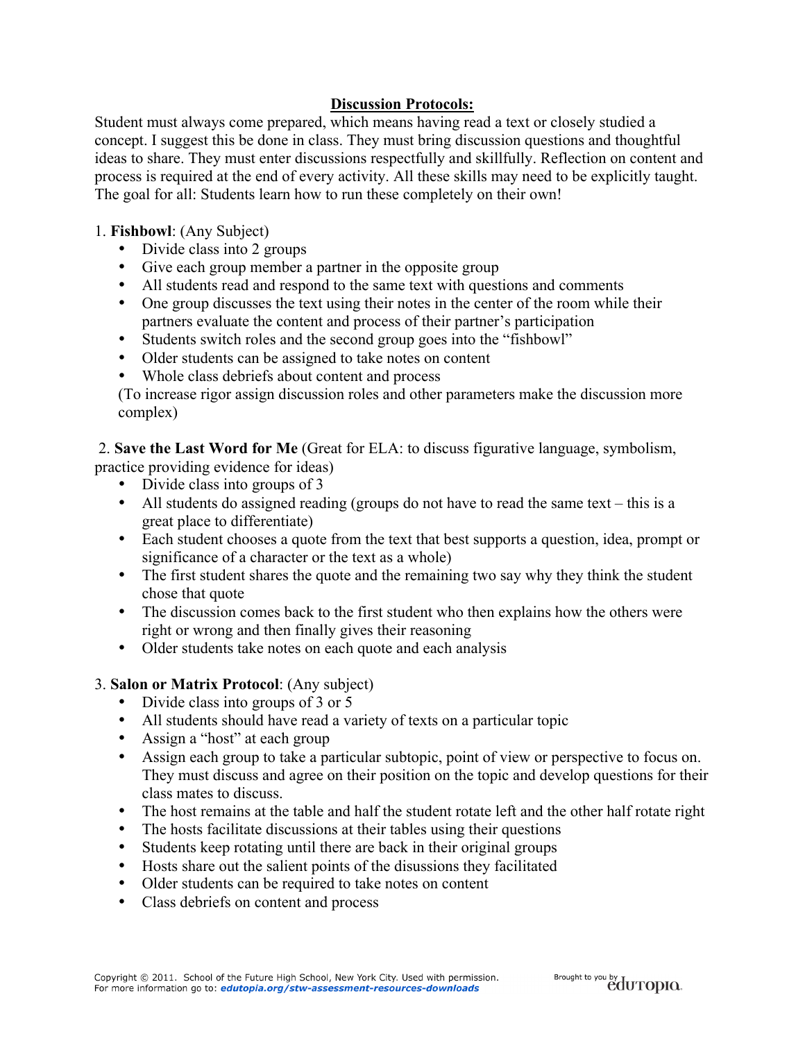# Discussion Protocols:

Student must always come prepared, which means having read a text or closely studied a concept. I suggest this be done in class. They must bring discussion questions and thoughtful ideas to share. They must enter discussions respectfully and skillfully. Reflection on content and process is required at the end of every activity. All these skills may need to be explicitly taught. The goal for all: Students learn how to run these completely on their own!

1. **Fishbowl**: (Any Subject)
   - Divide class into 2 groups
   - Give each group member a partner in the opposite group
   - All students read and respond to the same text with questions and comments
   - One group discusses the text using their notes in the center of the room while their partners evaluate the content and process of their partner's participation
   - Students switch roles and the second group goes into the "fishbowl"
   - Older students can be assigned to take notes on content
   - Whole class debriefs about content and process

   (To increase rigor assign discussion roles and other parameters make the discussion more complex)

2. **Save the Last Word for Me** (Great for ELA: to discuss figurative language, symbolism, practice providing evidence for ideas)
   - Divide class into groups of 3
   - All students do assigned reading (groups do not have to read the same text – this is a great place to differentiate)
   - Each student chooses a quote from the text that best supports a question, idea, prompt or significance of a character or the text as a whole)
   - The first student shares the quote and the remaining two say why they think the student chose that quote
   - The discussion comes back to the first student who then explains how the others were right or wrong and then finally gives their reasoning
   - Older students take notes on each quote and each analysis

3. **Salon or Matrix Protocol**: (Any subject)
   - Divide class into groups of 3 or 5
   - All students should have read a variety of texts on a particular topic
   - Assign a "host" at each group
   - Assign each group to take a particular subtopic, point of view or perspective to focus on. They must discuss and agree on their position on the topic and develop questions for their class mates to discuss.
   - The host remains at the table and half the student rotate left and the other half rotate right
   - The hosts facilitate discussions at their tables using their questions
   - Students keep rotating until there are back in their original groups
   - Hosts share out the salient points of the disussions they facilitated
   - Older students can be required to take notes on content
   - Class debriefs on content and process

Copyright © 2011. School of the Future High School, New York City. Used with permission.
For more information go to: *edutopia.org/stw-assessment-resources-downloads*

Brought to you by edutopia.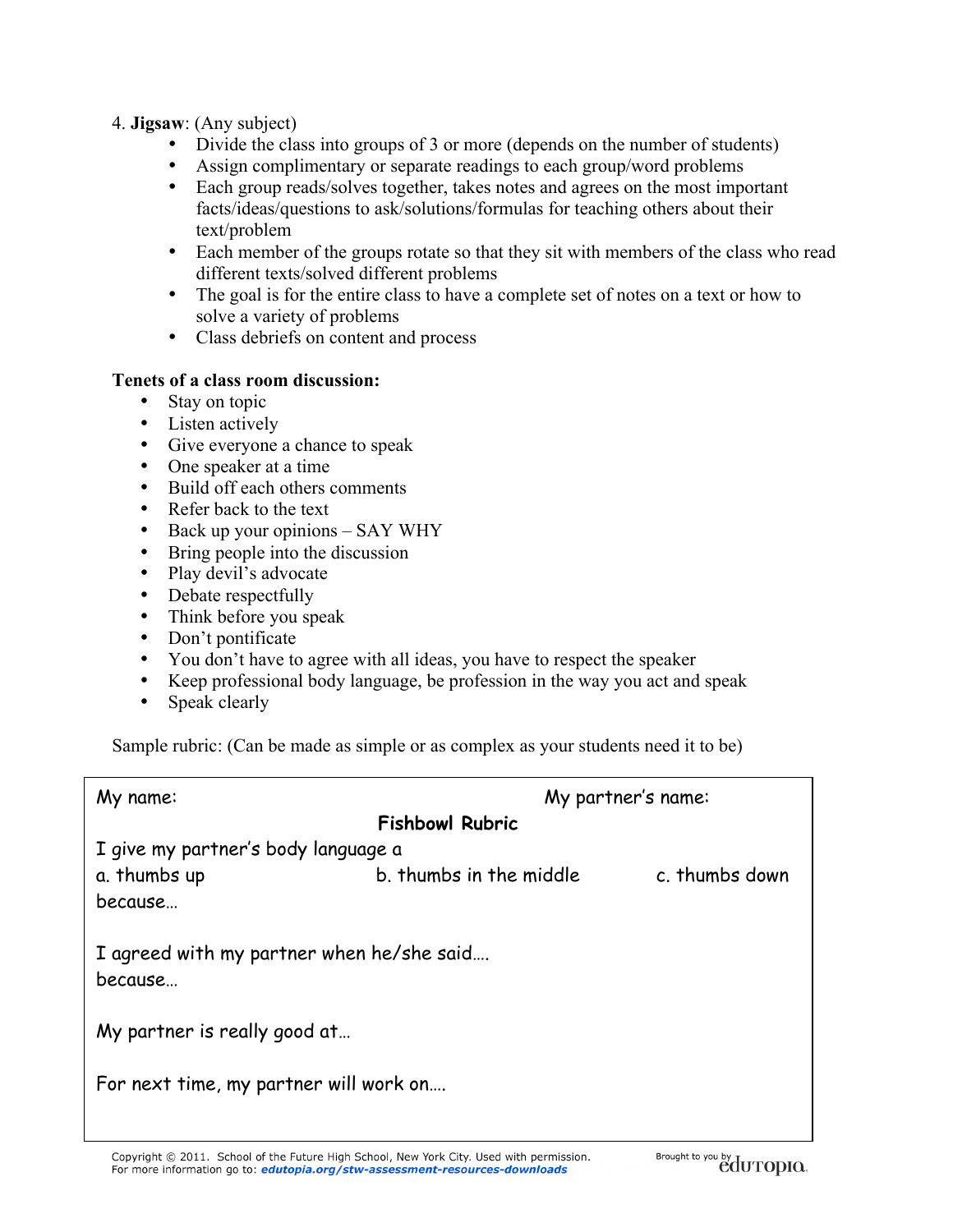4. **Jigsaw**: (Any subject)
    - Divide the class into groups of 3 or more (depends on the number of students)
    - Assign complimentary or separate readings to each group/word problems
    - Each group reads/solves together, takes notes and agrees on the most important facts/ideas/questions to ask/solutions/formulas for teaching others about their text/problem
    - Each member of the groups rotate so that they sit with members of the class who read different texts/solved different problems
    - The goal is for the entire class to have a complete set of notes on a text or how to solve a variety of problems
    - Class debriefs on content and process

**Tenets of a class room discussion:**

- Stay on topic
- Listen actively
- Give everyone a chance to speak
- One speaker at a time
- Build off each others comments
- Refer back to the text
- Back up your opinions – SAY WHY
- Bring people into the discussion
- Play devil's advocate
- Debate respectfully
- Think before you speak
- Don't pontificate
- You don't have to agree with all ideas, you have to respect the speaker
- Keep professional body language, be profession in the way you act and speak
- Speak clearly

Sample rubric: (Can be made as simple or as complex as your students need it to be)

My name: My partner's name:

**Fishbowl Rubric**

I give my partner's body language a

a. thumbs up b. thumbs in the middle c. thumbs down

because…

I agreed with my partner when he/she said….

because…

My partner is really good at…

For next time, my partner will work on….

Copyright © 2011. School of the Future High School, New York City. Used with permission.
For more information go to: ***edutopia.org/stw-assessment-resources-downloads***

Brought to you by edutopia